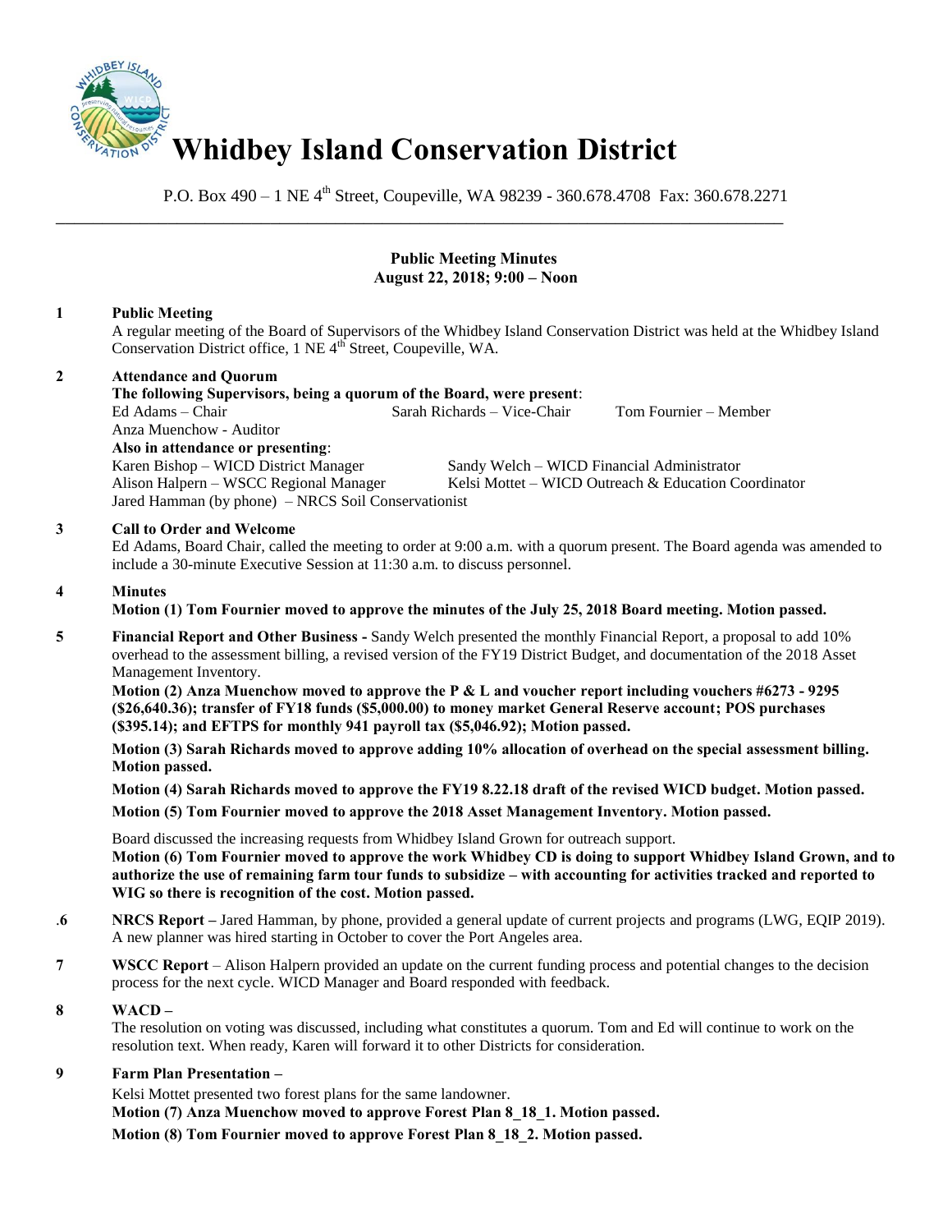# Whidbey Island Conservation District

P.O. Box 490 – 1 NE 4th Street, Coupeville, WA 98239 - 360.678.4708 Fax: 360.678.2271

---

**Public Meeting Minutes**
**August 22, 2018; 9:00 – Noon**

**1 Public Meeting**

A regular meeting of the Board of Supervisors of the Whidbey Island Conservation District was held at the Whidbey Island Conservation District office, 1 NE 4th Street, Coupeville, WA.

**2 Attendance and Quorum**

**The following Supervisors, being a quorum of the Board, were present**:
Ed Adams – Chair
Sarah Richards – Vice-Chair
Tom Fournier – Member
Anza Muenchow - Auditor

**Also in attendance or presenting**:
Karen Bishop – WICD District Manager
Sandy Welch – WICD Financial Administrator
Alison Halpern – WSCC Regional Manager
Kelsi Mottet – WICD Outreach & Education Coordinator
Jared Hamman (by phone) – NRCS Soil Conservationist

**3 Call to Order and Welcome**

Ed Adams, Board Chair, called the meeting to order at 9:00 a.m. with a quorum present. The Board agenda was amended to include a 30-minute Executive Session at 11:30 a.m. to discuss personnel.

**4 Minutes**

**Motion (1) Tom Fournier moved to approve the minutes of the July 25, 2018 Board meeting. Motion passed.**

**5 Financial Report and Other Business -** Sandy Welch presented the monthly Financial Report, a proposal to add 10% overhead to the assessment billing, a revised version of the FY19 District Budget, and documentation of the 2018 Asset Management Inventory.

**Motion (2) Anza Muenchow moved to approve the P & L and voucher report including vouchers #6273 - 9295 ($26,640.36); transfer of FY18 funds ($5,000.00) to money market General Reserve account; POS purchases ($395.14); and EFTPS for monthly 941 payroll tax ($5,046.92); Motion passed.**

**Motion (3) Sarah Richards moved to approve adding 10% allocation of overhead on the special assessment billing. Motion passed.**

**Motion (4) Sarah Richards moved to approve the FY19 8.22.18 draft of the revised WICD budget. Motion passed.**

**Motion (5) Tom Fournier moved to approve the 2018 Asset Management Inventory. Motion passed.**

Board discussed the increasing requests from Whidbey Island Grown for outreach support.

**Motion (6) Tom Fournier moved to approve the work Whidbey CD is doing to support Whidbey Island Grown, and to authorize the use of remaining farm tour funds to subsidize – with accounting for activities tracked and reported to WIG so there is recognition of the cost. Motion passed.**

**.6 NRCS Report –** Jared Hamman, by phone, provided a general update of current projects and programs (LWG, EQIP 2019). A new planner was hired starting in October to cover the Port Angeles area.

**7 WSCC Report** – Alison Halpern provided an update on the current funding process and potential changes to the decision process for the next cycle. WICD Manager and Board responded with feedback.

**8 WACD –**

The resolution on voting was discussed, including what constitutes a quorum. Tom and Ed will continue to work on the resolution text. When ready, Karen will forward it to other Districts for consideration.

**9 Farm Plan Presentation –**

Kelsi Mottet presented two forest plans for the same landowner.

**Motion (7) Anza Muenchow moved to approve Forest Plan 8_18_1. Motion passed.**

**Motion (8) Tom Fournier moved to approve Forest Plan 8_18_2. Motion passed.**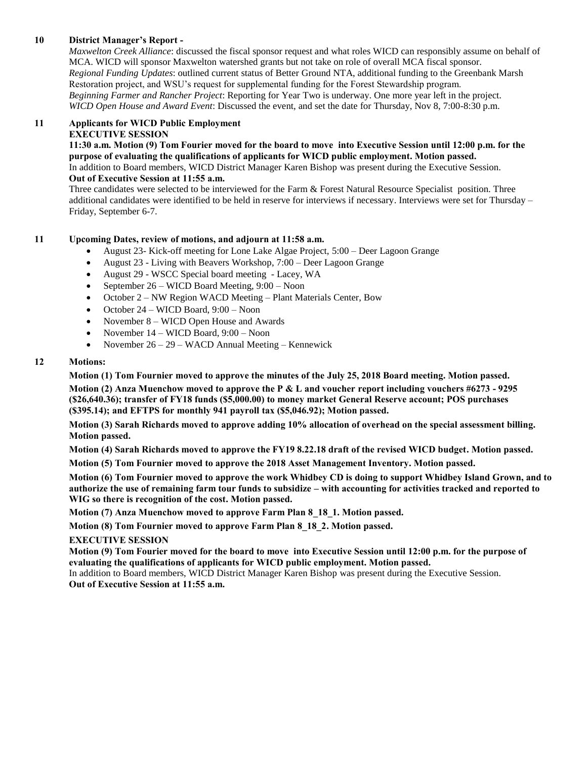**10 District Manager's Report -**

*Maxwelton Creek Alliance*: discussed the fiscal sponsor request and what roles WICD can responsibly assume on behalf of MCA. WICD will sponsor Maxwelton watershed grants but not take on role of overall MCA fiscal sponsor.
*Regional Funding Updates*: outlined current status of Better Ground NTA, additional funding to the Greenbank Marsh Restoration project, and WSU's request for supplemental funding for the Forest Stewardship program.
*Beginning Farmer and Rancher Project*: Reporting for Year Two is underway. One more year left in the project.
*WICD Open House and Award Event*: Discussed the event, and set the date for Thursday, Nov 8, 7:00-8:30 p.m.

**11 Applicants for WICD Public Employment**
**EXECUTIVE SESSION**

**11:30 a.m. Motion (9) Tom Fourier moved for the board to move into Executive Session until 12:00 p.m. for the purpose of evaluating the qualifications of applicants for WICD public employment. Motion passed.**
In addition to Board members, WICD District Manager Karen Bishop was present during the Executive Session.
**Out of Executive Session at 11:55 a.m.**
Three candidates were selected to be interviewed for the Farm & Forest Natural Resource Specialist position. Three additional candidates were identified to be held in reserve for interviews if necessary. Interviews were set for Thursday – Friday, September 6-7.

**11 Upcoming Dates, review of motions, and adjourn at 11:58 a.m.**

- August 23- Kick-off meeting for Lone Lake Algae Project, 5:00 – Deer Lagoon Grange
- August 23 - Living with Beavers Workshop, 7:00 – Deer Lagoon Grange
- August 29 - WSCC Special board meeting - Lacey, WA
- September 26 – WICD Board Meeting, 9:00 – Noon
- October 2 – NW Region WACD Meeting – Plant Materials Center, Bow
- October 24 – WICD Board, 9:00 – Noon
- November 8 – WICD Open House and Awards
- November 14 – WICD Board, 9:00 – Noon
- November 26 – 29 – WACD Annual Meeting – Kennewick

**12 Motions:**

**Motion (1) Tom Fournier moved to approve the minutes of the July 25, 2018 Board meeting. Motion passed.**

**Motion (2) Anza Muenchow moved to approve the P & L and voucher report including vouchers #6273 - 9295 ($26,640.36); transfer of FY18 funds ($5,000.00) to money market General Reserve account; POS purchases ($395.14); and EFTPS for monthly 941 payroll tax ($5,046.92); Motion passed.**

**Motion (3) Sarah Richards moved to approve adding 10% allocation of overhead on the special assessment billing. Motion passed.**

**Motion (4) Sarah Richards moved to approve the FY19 8.22.18 draft of the revised WICD budget. Motion passed.**

**Motion (5) Tom Fournier moved to approve the 2018 Asset Management Inventory. Motion passed.**

**Motion (6) Tom Fournier moved to approve the work Whidbey CD is doing to support Whidbey Island Grown, and to authorize the use of remaining farm tour funds to subsidize – with accounting for activities tracked and reported to WIG so there is recognition of the cost. Motion passed.**

**Motion (7) Anza Muenchow moved to approve Farm Plan 8_18_1. Motion passed.**

**Motion (8) Tom Fournier moved to approve Farm Plan 8_18_2. Motion passed.**

**EXECUTIVE SESSION**

**Motion (9) Tom Fourier moved for the board to move into Executive Session until 12:00 p.m. for the purpose of evaluating the qualifications of applicants for WICD public employment. Motion passed.**
In addition to Board members, WICD District Manager Karen Bishop was present during the Executive Session.
**Out of Executive Session at 11:55 a.m.**